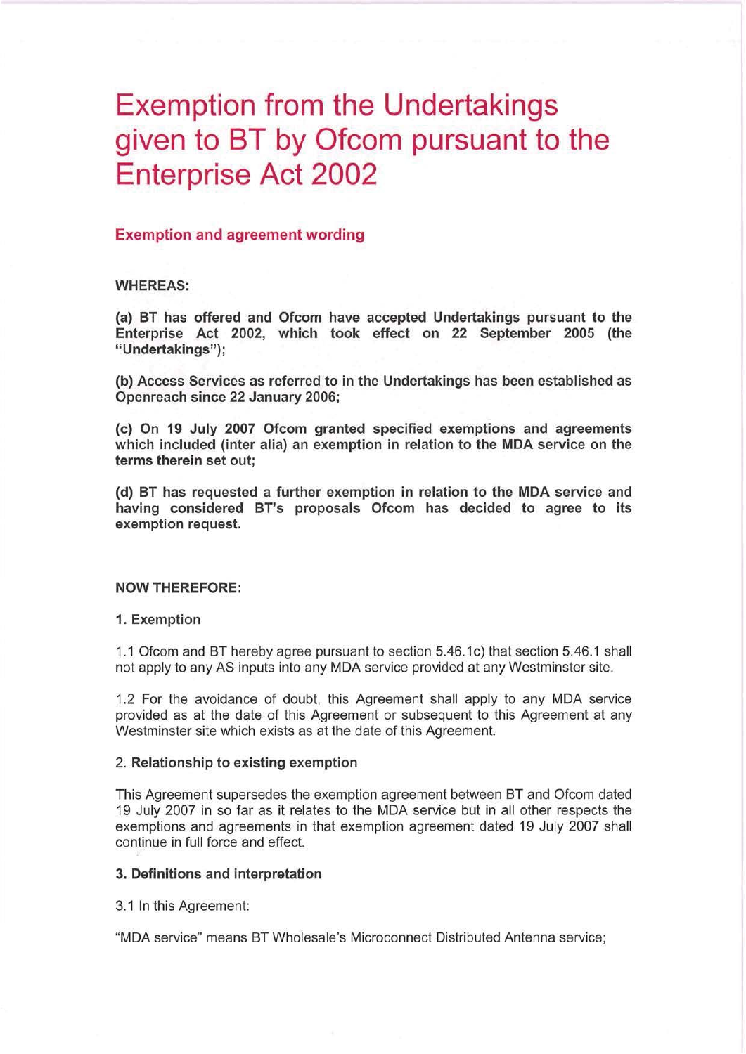# Exemption from the Undertakings given to BT by Ofcom pursuant to the Enterprise Act 2002

## Exemption and agreement wording

**WHEREAS:**

**(a) BT has offered and Ofcom have accepted Undertakings pursuant to the Enterprise Act 2002, which took effect on 22 September 2005 (the "Undertakings");**

**(b) Access Services as referred to in the Undertakings has been established as Openreach since 22 January 2006;**

**(c) On 19 July 2007 Ofcom granted specified exemptions and agreements which included (inter alia) an exemption in relation to the MDA service on the terms therein set out;**

**(d) BT has requested a further exemption in relation to the MDA service and having considered BT's proposals Ofcom has decided to agree to its exemption request.**

**NOW THEREFORE:**

**1. Exemption**

1.1 Ofcom and BT hereby agree pursuant to section 5.46.1c) that section 5.46.1 shall not apply to any AS inputs into any MDA service provided at any Westminster site.

1.2 For the avoidance of doubt, this Agreement shall apply to any MDA service provided as at the date of this Agreement or subsequent to this Agreement at any Westminster site which exists as at the date of this Agreement.

**2. Relationship to existing exemption**

This Agreement supersedes the exemption agreement between BT and Ofcom dated 19 July 2007 in so far as it relates to the MDA service but in all other respects the exemptions and agreements in that exemption agreement dated 19 July 2007 shall continue in full force and effect.

**3. Definitions and interpretation**

3.1 In this Agreement:

"MDA service" means BT Wholesale's Microconnect Distributed Antenna service;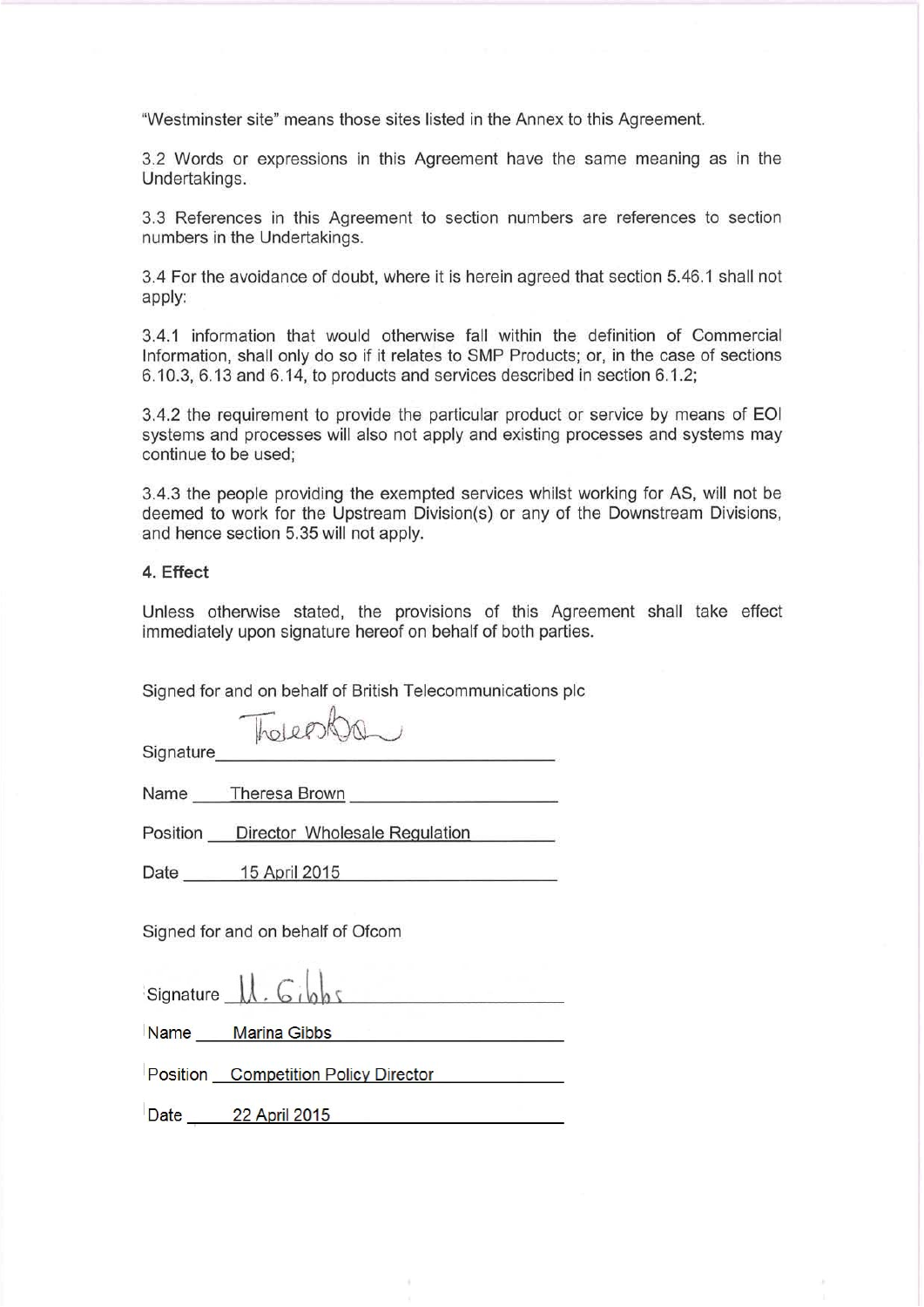"Westminster site" means those sites listed in the Annex to this Agreement.

3.2 Words or expressions in this Agreement have the same meaning as in the Undertakings.

3.3 References in this Agreement to section numbers are references to section numbers in the Undertakings.

3.4 For the avoidance of doubt, where it is herein agreed that section 5.46.1 shall not apply:

3.4.1 information that would otherwise fall within the definition of Commercial Information, shall only do so if it relates to SMP Products; or, in the case of sections 6.10.3, 6.13 and 6.14, to products and services described in section 6.1.2;

3.4.2 the requirement to provide the particular product or service by means of EOI systems and processes will also not apply and existing processes and systems may continue to be used;

3.4.3 the people providing the exempted services whilst working for AS, will not be deemed to work for the Upstream Division(s) or any of the Downstream Divisions, and hence section 5.35 will not apply.

### 4. Effect

Unless otherwise stated, the provisions of this Agreement shall take effect immediately upon signature hereof on behalf of both parties.

Signed for and on behalf of British Telecommunications plc

Signature ____________________

Name Theresa Brown

Position Director Wholesale Regulation

Date 15 April 2015

Signed for and on behalf of Ofcom

Signature ____________________

Name Marina Gibbs

Position Competition Policy Director

Date 22 April 2015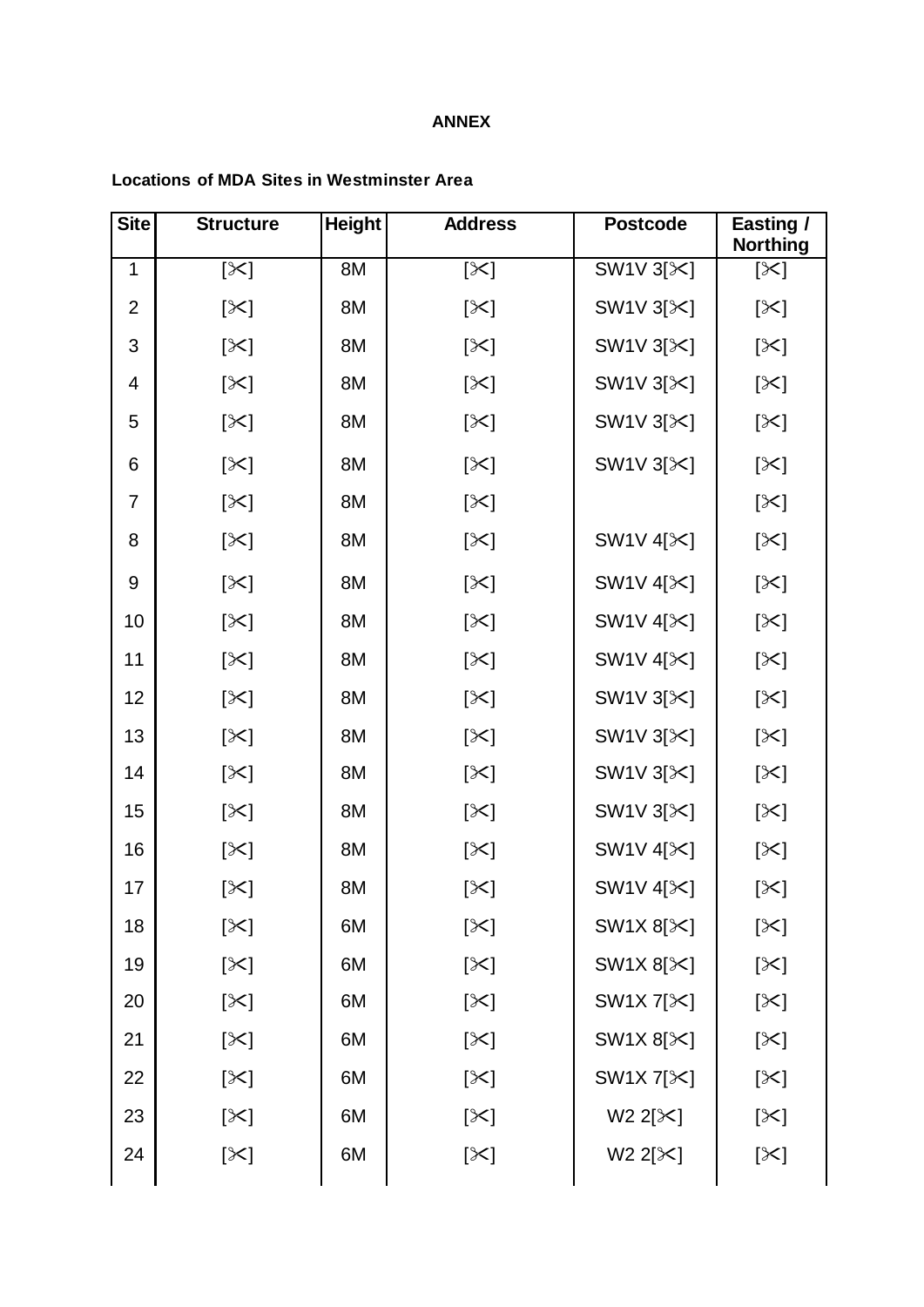**ANNEX**

**Locations of MDA Sites in Westminster Area**

| Site | Structure | Height | Address | Postcode | Easting / Northing |
|---|---|---|---|---|---|
| 1 | [✂] | 8M | [✂] | SW1V 3[✂] | [✂] |
| 2 | [✂] | 8M | [✂] | SW1V 3[✂] | [✂] |
| 3 | [✂] | 8M | [✂] | SW1V 3[✂] | [✂] |
| 4 | [✂] | 8M | [✂] | SW1V 3[✂] | [✂] |
| 5 | [✂] | 8M | [✂] | SW1V 3[✂] | [✂] |
| 6 | [✂] | 8M | [✂] | SW1V 3[✂] | [✂] |
| 7 | [✂] | 8M | [✂] | | [✂] |
| 8 | [✂] | 8M | [✂] | SW1V 4[✂] | [✂] |
| 9 | [✂] | 8M | [✂] | SW1V 4[✂] | [✂] |
| 10 | [✂] | 8M | [✂] | SW1V 4[✂] | [✂] |
| 11 | [✂] | 8M | [✂] | SW1V 4[✂] | [✂] |
| 12 | [✂] | 8M | [✂] | SW1V 3[✂] | [✂] |
| 13 | [✂] | 8M | [✂] | SW1V 3[✂] | [✂] |
| 14 | [✂] | 8M | [✂] | SW1V 3[✂] | [✂] |
| 15 | [✂] | 8M | [✂] | SW1V 3[✂] | [✂] |
| 16 | [✂] | 8M | [✂] | SW1V 4[✂] | [✂] |
| 17 | [✂] | 8M | [✂] | SW1V 4[✂] | [✂] |
| 18 | [✂] | 6M | [✂] | SW1X 8[✂] | [✂] |
| 19 | [✂] | 6M | [✂] | SW1X 8[✂] | [✂] |
| 20 | [✂] | 6M | [✂] | SW1X 7[✂] | [✂] |
| 21 | [✂] | 6M | [✂] | SW1X 8[✂] | [✂] |
| 22 | [✂] | 6M | [✂] | SW1X 7[✂] | [✂] |
| 23 | [✂] | 6M | [✂] | W2 2[✂] | [✂] |
| 24 | [✂] | 6M | [✂] | W2 2[✂] | [✂] |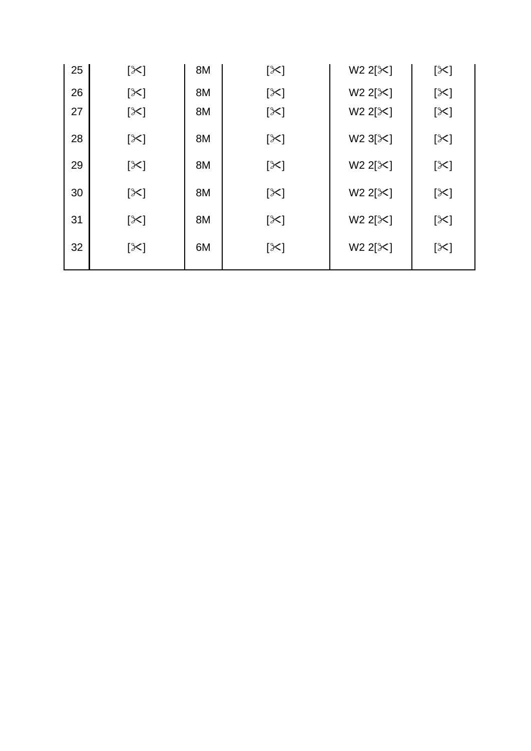| | | | | | |
|---|---|---|---|---|---|
| 25 | [✂] | 8M | [✂] | W2 2[✂] | [✂] |
| 26 | [✂] | 8M | [✂] | W2 2[✂] | [✂] |
| 27 | [✂] | 8M | [✂] | W2 2[✂] | [✂] |
| 28 | [✂] | 8M | [✂] | W2 3[✂] | [✂] |
| 29 | [✂] | 8M | [✂] | W2 2[✂] | [✂] |
| 30 | [✂] | 8M | [✂] | W2 2[✂] | [✂] |
| 31 | [✂] | 8M | [✂] | W2 2[✂] | [✂] |
| 32 | [✂] | 6M | [✂] | W2 2[✂] | [✂] |